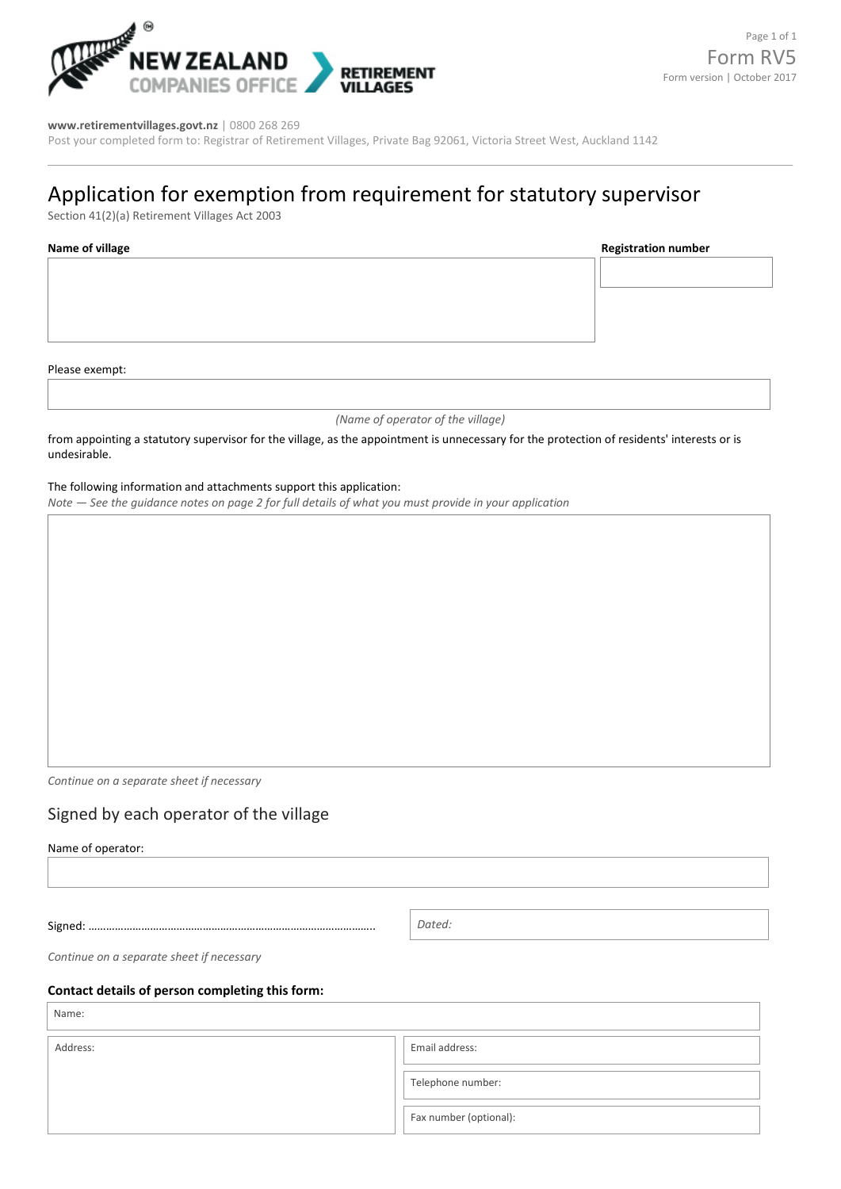Form RV5

Form version | October 2017

**www.retirementvillages.govt.nz** | 0800 268 269

Post your completed form to: Registrar of Retirement Villages, Private Bag 92061, Victoria Street West, Auckland 1142

# Application for exemption from requirement for statutory supervisor

Section 41(2)(a) Retirement Villages Act 2003

| **Name of village** | **Registration number** |
|---|---|
| | |

Please exempt:

*(Name of operator of the village)*

from appointing a statutory supervisor for the village, as the appointment is unnecessary for the protection of residents' interests or is undesirable.

The following information and attachments support this application:

*Note — See the guidance notes on page 2 for full details of what you must provide in your application*

*Continue on a separate sheet if necessary*

## Signed by each operator of the village

Name of operator:

Signed: ………………………………………………………………………………………..

*Dated:*

*Continue on a separate sheet if necessary*

**Contact details of person completing this form:**

| Name: | |
|---|---|
| Address: | Email address: |
| | Telephone number: |
| | Fax number (optional): |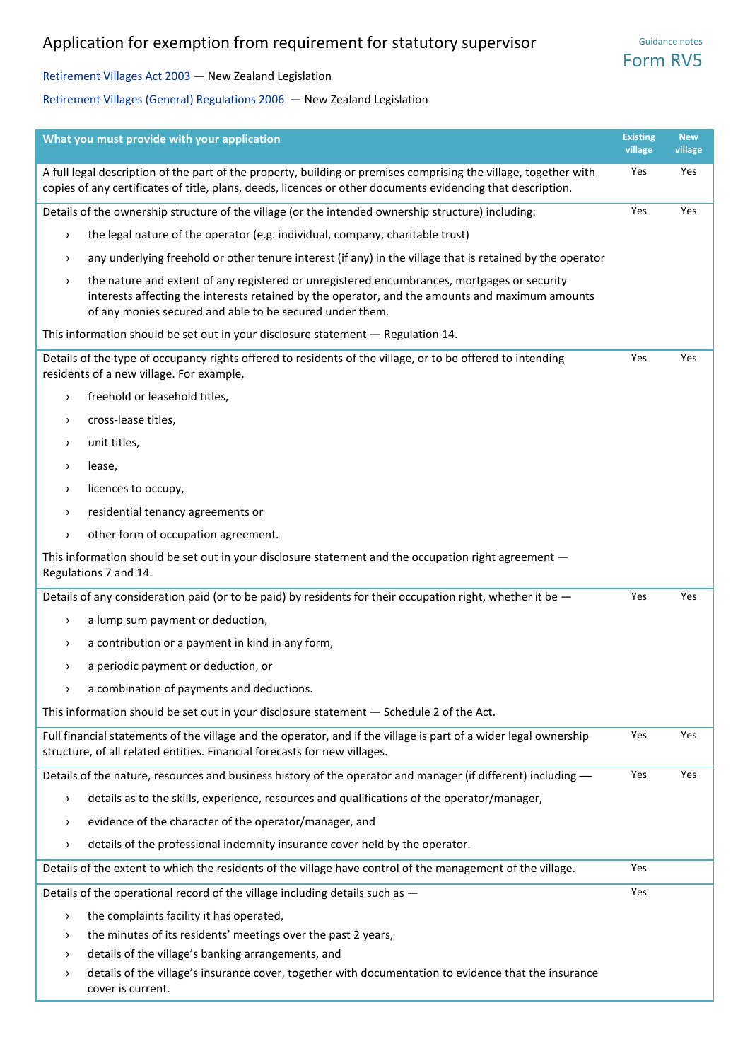# Application for exemption from requirement for statutory supervisor

Guidance notes
Form RV5

Retirement Villages Act 2003 — New Zealand Legislation

Retirement Villages (General) Regulations 2006 — New Zealand Legislation

| What you must provide with your application | Existing village | New village |
|---|---|---|
| A full legal description of the part of the property, building or premises comprising the village, together with copies of any certificates of title, plans, deeds, licences or other documents evidencing that description. | Yes | Yes |
| Details of the ownership structure of the village (or the intended ownership structure) including:<br>› the legal nature of the operator (e.g. individual, company, charitable trust)<br>› any underlying freehold or other tenure interest (if any) in the village that is retained by the operator<br>› the nature and extent of any registered or unregistered encumbrances, mortgages or security interests affecting the interests retained by the operator, and the amounts and maximum amounts of any monies secured and able to be secured under them.<br>This information should be set out in your disclosure statement — Regulation 14. | Yes | Yes |
| Details of the type of occupancy rights offered to residents of the village, or to be offered to intending residents of a new village. For example,<br>› freehold or leasehold titles,<br>› cross-lease titles,<br>› unit titles,<br>› lease,<br>› licences to occupy,<br>› residential tenancy agreements or<br>› other form of occupation agreement.<br>This information should be set out in your disclosure statement and the occupation right agreement — Regulations 7 and 14. | Yes | Yes |
| Details of any consideration paid (or to be paid) by residents for their occupation right, whether it be —<br>› a lump sum payment or deduction,<br>› a contribution or a payment in kind in any form,<br>› a periodic payment or deduction, or<br>› a combination of payments and deductions.<br>This information should be set out in your disclosure statement — Schedule 2 of the Act. | Yes | Yes |
| Full financial statements of the village and the operator, and if the village is part of a wider legal ownership structure, of all related entities. Financial forecasts for new villages. | Yes | Yes |
| Details of the nature, resources and business history of the operator and manager (if different) including —<br>› details as to the skills, experience, resources and qualifications of the operator/manager,<br>› evidence of the character of the operator/manager, and<br>› details of the professional indemnity insurance cover held by the operator. | Yes | Yes |
| Details of the extent to which the residents of the village have control of the management of the village. | Yes | |
| Details of the operational record of the village including details such as —<br>› the complaints facility it has operated,<br>› the minutes of its residents' meetings over the past 2 years,<br>› details of the village's banking arrangements, and<br>› details of the village's insurance cover, together with documentation to evidence that the insurance cover is current. | Yes | |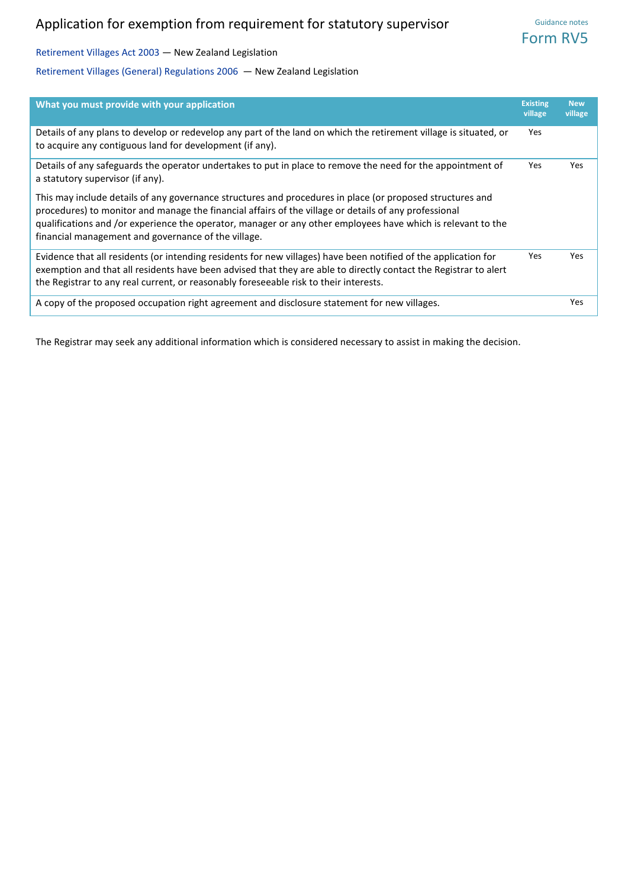# Application for exemption from requirement for statutory supervisor

Guidance notes
Form RV5

Retirement Villages Act 2003 — New Zealand Legislation

Retirement Villages (General) Regulations 2006 — New Zealand Legislation

| What you must provide with your application | Existing village | New village |
|---|---|---|
| Details of any plans to develop or redevelop any part of the land on which the retirement village is situated, or to acquire any contiguous land for development (if any). | Yes | |
| Details of any safeguards the operator undertakes to put in place to remove the need for the appointment of a statutory supervisor (if any).<br><br>This may include details of any governance structures and procedures in place (or proposed structures and procedures) to monitor and manage the financial affairs of the village or details of any professional qualifications and /or experience the operator, manager or any other employees have which is relevant to the financial management and governance of the village. | Yes | Yes |
| Evidence that all residents (or intending residents for new villages) have been notified of the application for exemption and that all residents have been advised that they are able to directly contact the Registrar to alert the Registrar to any real current, or reasonably foreseeable risk to their interests. | Yes | Yes |
| A copy of the proposed occupation right agreement and disclosure statement for new villages. | | Yes |

The Registrar may seek any additional information which is considered necessary to assist in making the decision.